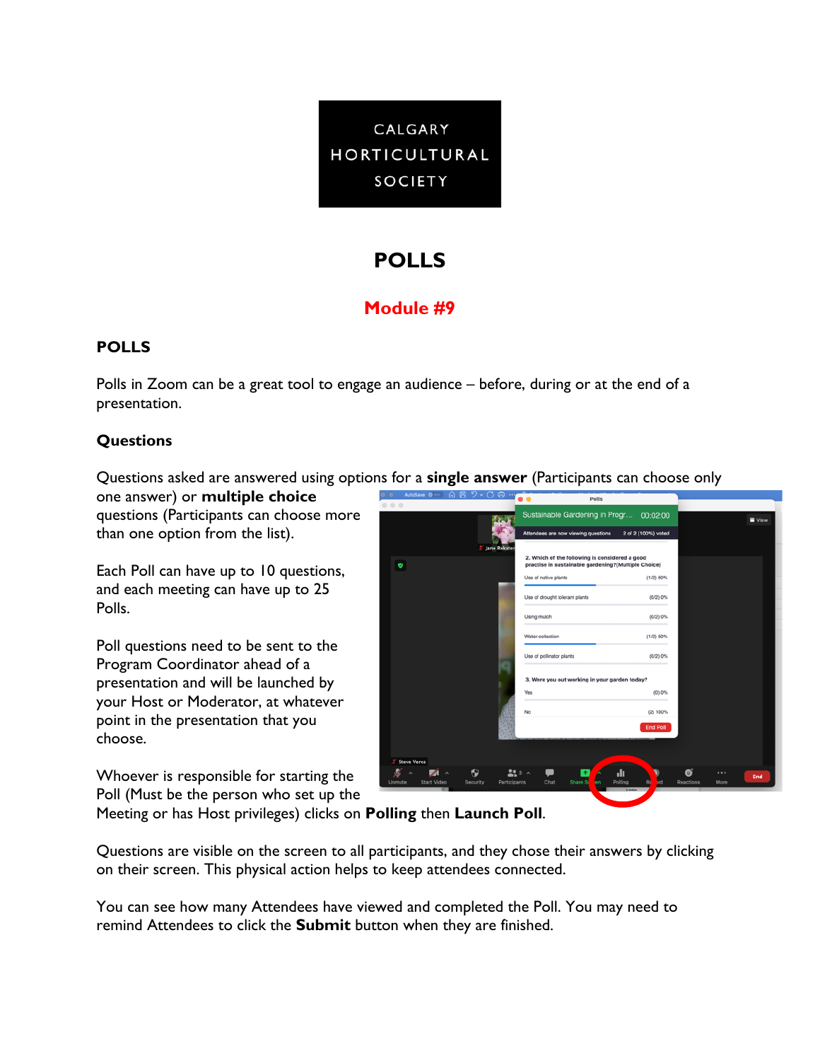CALGARY HORTICULTURAL SOCIETY

# POLLS

## Module #9

### POLLS

Polls in Zoom can be a great tool to engage an audience – before, during or at the end of a presentation.

### Questions

Questions asked are answered using options for a **single answer** (Participants can choose only one answer) or **multiple choice** questions (Participants can choose more than one option from the list).

Each Poll can have up to 10 questions, and each meeting can have up to 25 Polls.

Poll questions need to be sent to the Program Coordinator ahead of a presentation and will be launched by your Host or Moderator, at whatever point in the presentation that you choose.

Whoever is responsible for starting the Poll (Must be the person who set up the Meeting or has Host privileges) clicks on **Polling** then **Launch Poll**.

Questions are visible on the screen to all participants, and they chose their answers by clicking on their screen. This physical action helps to keep attendees connected.

You can see how many Attendees have viewed and completed the Poll. You may need to remind Attendees to click the **Submit** button when they are finished.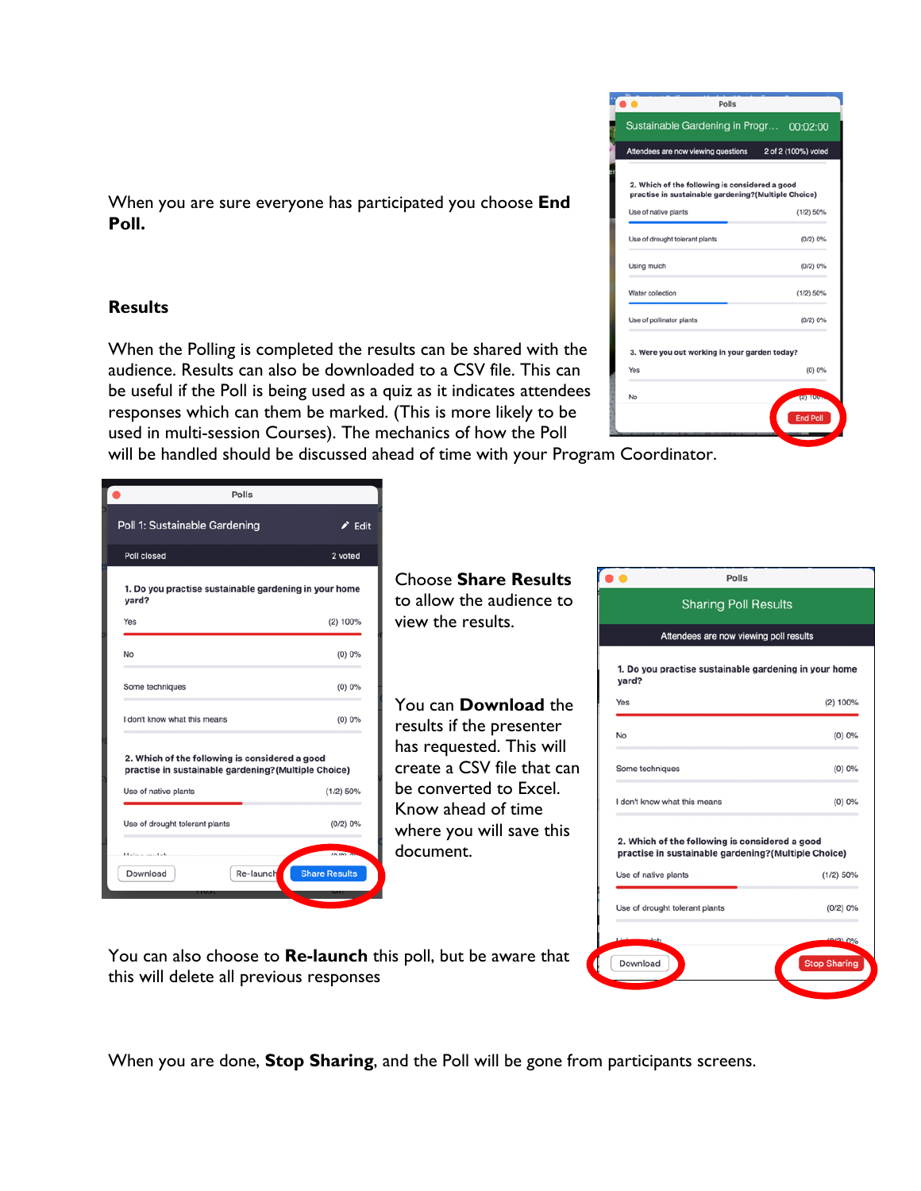When you are sure everyone has participated you choose **End Poll.**

## Results

When the Polling is completed the results can be shared with the audience. Results can also be downloaded to a CSV file. This can be useful if the Poll is being used as a quiz as it indicates attendees responses which can them be marked. (This is more likely to be used in multi-session Courses). The mechanics of how the Poll will be handled should be discussed ahead of time with your Program Coordinator.

Choose **Share Results** to allow the audience to view the results.

You can **Download** the results if the presenter has requested. This will create a CSV file that can be converted to Excel. Know ahead of time where you will save this document.

You can also choose to **Re-launch** this poll, but be aware that this will delete all previous responses

When you are done, **Stop Sharing**, and the Poll will be gone from participants screens.